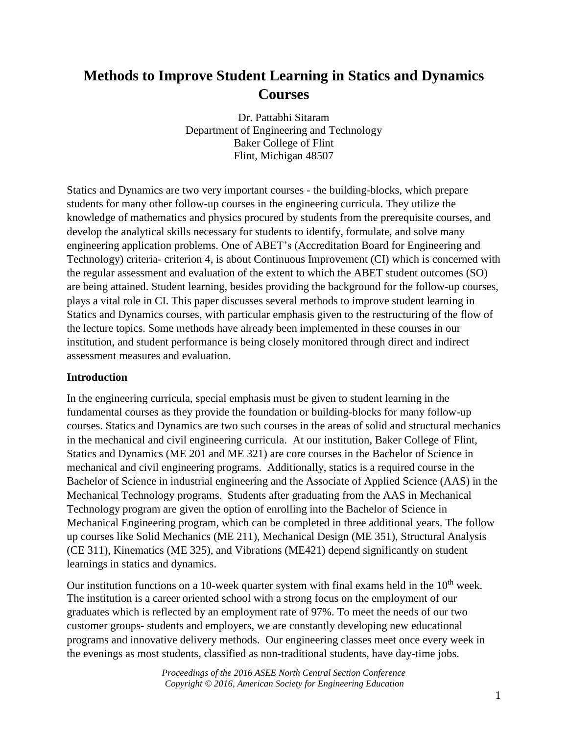# Methods to Improve Student Learning in Statics and Dynamics Courses

Dr. Pattabhi Sitaram
Department of Engineering and Technology
Baker College of Flint
Flint, Michigan 48507

Statics and Dynamics are two very important courses - the building-blocks, which prepare students for many other follow-up courses in the engineering curricula. They utilize the knowledge of mathematics and physics procured by students from the prerequisite courses, and develop the analytical skills necessary for students to identify, formulate, and solve many engineering application problems. One of ABET's (Accreditation Board for Engineering and Technology) criteria- criterion 4, is about Continuous Improvement (CI) which is concerned with the regular assessment and evaluation of the extent to which the ABET student outcomes (SO) are being attained. Student learning, besides providing the background for the follow-up courses, plays a vital role in CI. This paper discusses several methods to improve student learning in Statics and Dynamics courses, with particular emphasis given to the restructuring of the flow of the lecture topics. Some methods have already been implemented in these courses in our institution, and student performance is being closely monitored through direct and indirect assessment measures and evaluation.

## Introduction

In the engineering curricula, special emphasis must be given to student learning in the fundamental courses as they provide the foundation or building-blocks for many follow-up courses. Statics and Dynamics are two such courses in the areas of solid and structural mechanics in the mechanical and civil engineering curricula. At our institution, Baker College of Flint, Statics and Dynamics (ME 201 and ME 321) are core courses in the Bachelor of Science in mechanical and civil engineering programs. Additionally, statics is a required course in the Bachelor of Science in industrial engineering and the Associate of Applied Science (AAS) in the Mechanical Technology programs. Students after graduating from the AAS in Mechanical Technology program are given the option of enrolling into the Bachelor of Science in Mechanical Engineering program, which can be completed in three additional years. The follow up courses like Solid Mechanics (ME 211), Mechanical Design (ME 351), Structural Analysis (CE 311), Kinematics (ME 325), and Vibrations (ME421) depend significantly on student learnings in statics and dynamics.

Our institution functions on a 10-week quarter system with final exams held in the 10th week. The institution is a career oriented school with a strong focus on the employment of our graduates which is reflected by an employment rate of 97%. To meet the needs of our two customer groups- students and employers, we are constantly developing new educational programs and innovative delivery methods. Our engineering classes meet once every week in the evenings as most students, classified as non-traditional students, have day-time jobs.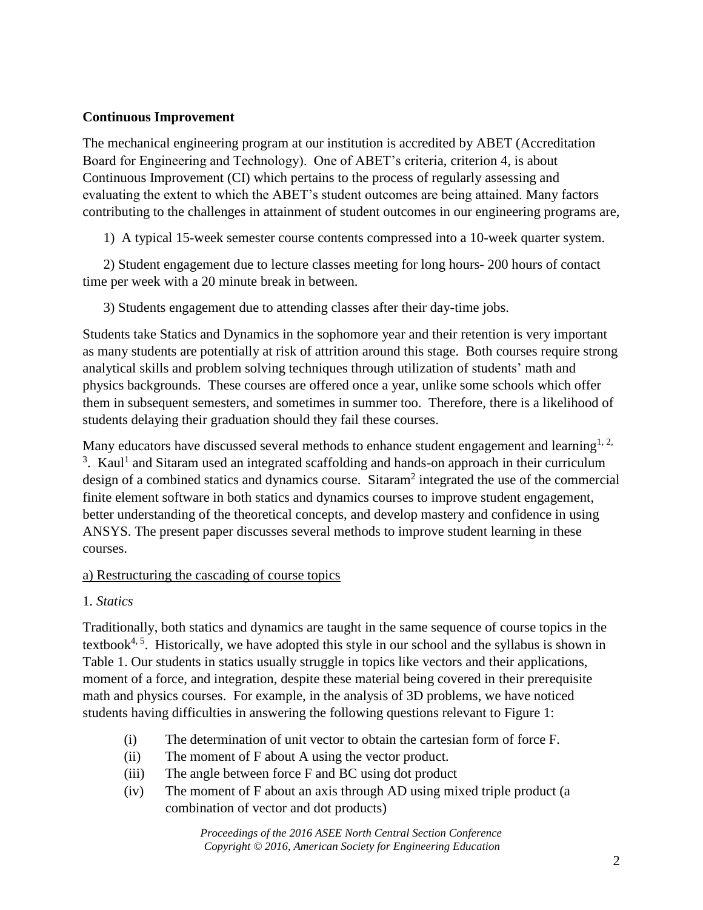## Continuous Improvement

The mechanical engineering program at our institution is accredited by ABET (Accreditation Board for Engineering and Technology). One of ABET's criteria, criterion 4, is about Continuous Improvement (CI) which pertains to the process of regularly assessing and evaluating the extent to which the ABET's student outcomes are being attained. Many factors contributing to the challenges in attainment of student outcomes in our engineering programs are,

1) A typical 15-week semester course contents compressed into a 10-week quarter system.

2) Student engagement due to lecture classes meeting for long hours- 200 hours of contact time per week with a 20 minute break in between.

3) Students engagement due to attending classes after their day-time jobs.

Students take Statics and Dynamics in the sophomore year and their retention is very important as many students are potentially at risk of attrition around this stage. Both courses require strong analytical skills and problem solving techniques through utilization of students' math and physics backgrounds. These courses are offered once a year, unlike some schools which offer them in subsequent semesters, and sometimes in summer too. Therefore, there is a likelihood of students delaying their graduation should they fail these courses.

Many educators have discussed several methods to enhance student engagement and learning[1, 2, 3]. Kaul[1] and Sitaram used an integrated scaffolding and hands-on approach in their curriculum design of a combined statics and dynamics course. Sitaram[2] integrated the use of the commercial finite element software in both statics and dynamics courses to improve student engagement, better understanding of the theoretical concepts, and develop mastery and confidence in using ANSYS. The present paper discusses several methods to improve student learning in these courses.

a) Restructuring the cascading of course topics

1. *Statics*

Traditionally, both statics and dynamics are taught in the same sequence of course topics in the textbook[4, 5]. Historically, we have adopted this style in our school and the syllabus is shown in Table 1. Our students in statics usually struggle in topics like vectors and their applications, moment of a force, and integration, despite these material being covered in their prerequisite math and physics courses. For example, in the analysis of 3D problems, we have noticed students having difficulties in answering the following questions relevant to Figure 1:

(i) The determination of unit vector to obtain the cartesian form of force F.
(ii) The moment of F about A using the vector product.
(iii) The angle between force F and BC using dot product
(iv) The moment of F about an axis through AD using mixed triple product (a combination of vector and dot products)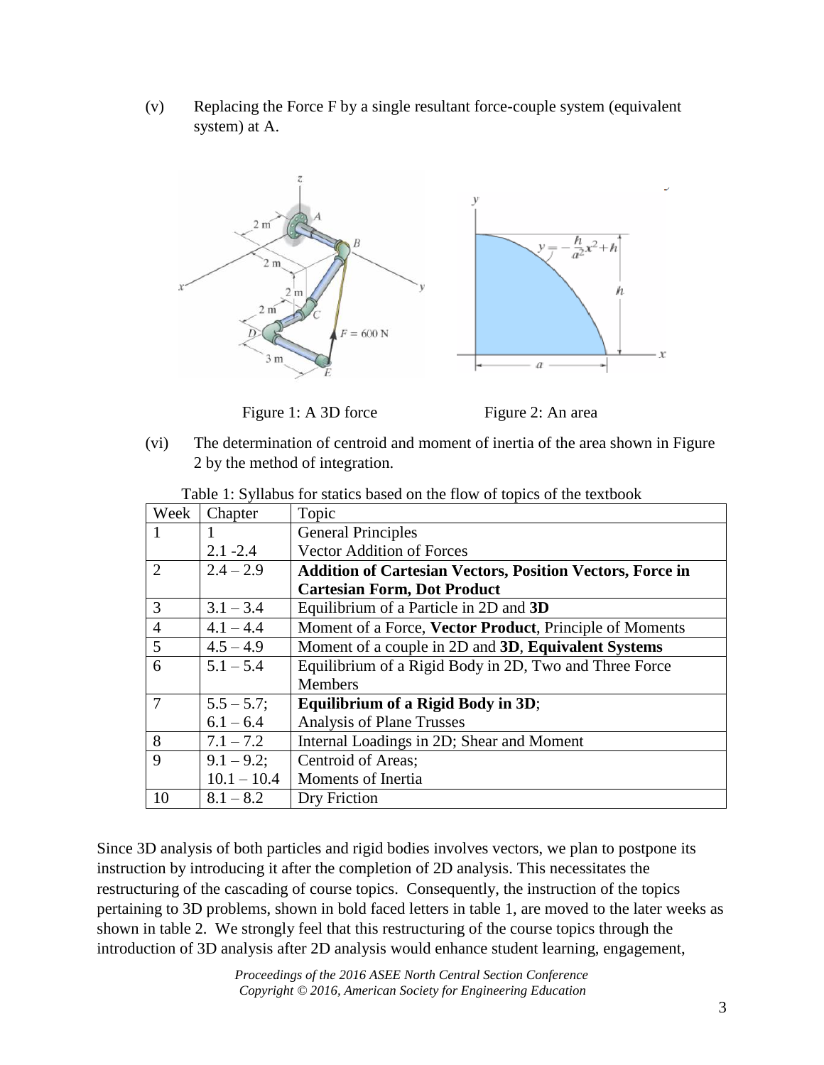(v) Replacing the Force F by a single resultant force-couple system (equivalent system) at A.

Figure 1: A 3D force

Figure 2: An area

(vi) The determination of centroid and moment of inertia of the area shown in Figure 2 by the method of integration.

Table 1: Syllabus for statics based on the flow of topics of the textbook

| Week | Chapter | Topic |
|---|---|---|
| 1 | 1<br>2.1 -2.4 | General Principles<br>Vector Addition of Forces |
| 2 | 2.4 – 2.9 | **Addition of Cartesian Vectors, Position Vectors, Force in Cartesian Form, Dot Product** |
| 3 | 3.1 – 3.4 | Equilibrium of a Particle in 2D and **3D** |
| 4 | 4.1 – 4.4 | Moment of a Force, **Vector Product**, Principle of Moments |
| 5 | 4.5 – 4.9 | Moment of a couple in 2D and **3D**, **Equivalent Systems** |
| 6 | 5.1 – 5.4 | Equilibrium of a Rigid Body in 2D, Two and Three Force Members |
| 7 | 5.5 – 5.7;<br>6.1 – 6.4 | **Equilibrium of a Rigid Body in 3D**;<br>Analysis of Plane Trusses |
| 8 | 7.1 – 7.2 | Internal Loadings in 2D; Shear and Moment |
| 9 | 9.1 – 9.2;<br>10.1 – 10.4 | Centroid of Areas;<br>Moments of Inertia |
| 10 | 8.1 – 8.2 | Dry Friction |

Since 3D analysis of both particles and rigid bodies involves vectors, we plan to postpone its instruction by introducing it after the completion of 2D analysis. This necessitates the restructuring of the cascading of course topics. Consequently, the instruction of the topics pertaining to 3D problems, shown in bold faced letters in table 1, are moved to the later weeks as shown in table 2. We strongly feel that this restructuring of the course topics through the introduction of 3D analysis after 2D analysis would enhance student learning, engagement,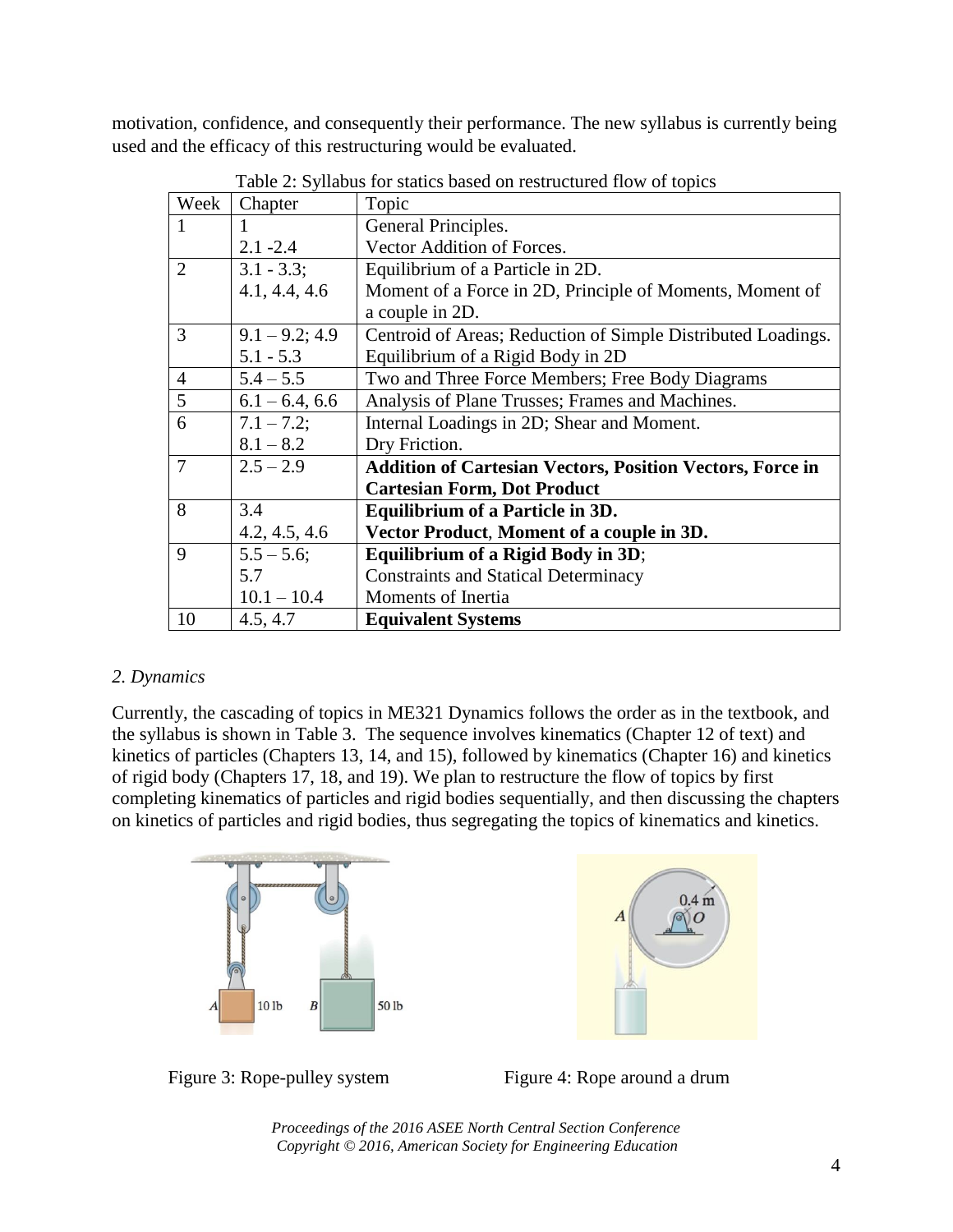motivation, confidence, and consequently their performance. The new syllabus is currently being used and the efficacy of this restructuring would be evaluated.

Table 2: Syllabus for statics based on restructured flow of topics

| Week | Chapter | Topic |
|---|---|---|
| 1 | 1<br>2.1 -2.4 | General Principles.<br>Vector Addition of Forces. |
| 2 | 3.1 - 3.3;<br>4.1, 4.4, 4.6 | Equilibrium of a Particle in 2D.<br>Moment of a Force in 2D, Principle of Moments, Moment of a couple in 2D. |
| 3 | 9.1 – 9.2; 4.9<br>5.1 - 5.3 | Centroid of Areas; Reduction of Simple Distributed Loadings.<br>Equilibrium of a Rigid Body in 2D |
| 4 | 5.4 – 5.5 | Two and Three Force Members; Free Body Diagrams |
| 5 | 6.1 – 6.4, 6.6 | Analysis of Plane Trusses; Frames and Machines. |
| 6 | 7.1 – 7.2;<br>8.1 – 8.2 | Internal Loadings in 2D; Shear and Moment.<br>Dry Friction. |
| 7 | 2.5 – 2.9 | **Addition of Cartesian Vectors, Position Vectors, Force in Cartesian Form, Dot Product** |
| 8 | 3.4<br>4.2, 4.5, 4.6 | **Equilibrium of a Particle in 3D.**<br>**Vector Product, Moment of a couple in 3D.** |
| 9 | 5.5 – 5.6;<br>5.7<br>10.1 – 10.4 | **Equilibrium of a Rigid Body in 3D**;<br>Constraints and Statical Determinacy<br>Moments of Inertia |
| 10 | 4.5, 4.7 | **Equivalent Systems** |

*2. Dynamics*

Currently, the cascading of topics in ME321 Dynamics follows the order as in the textbook, and the syllabus is shown in Table 3. The sequence involves kinematics (Chapter 12 of text) and kinetics of particles (Chapters 13, 14, and 15), followed by kinematics (Chapter 16) and kinetics of rigid body (Chapters 17, 18, and 19). We plan to restructure the flow of topics by first completing kinematics of particles and rigid bodies sequentially, and then discussing the chapters on kinetics of particles and rigid bodies, thus segregating the topics of kinematics and kinetics.

Figure 3: Rope-pulley system

Figure 4: Rope around a drum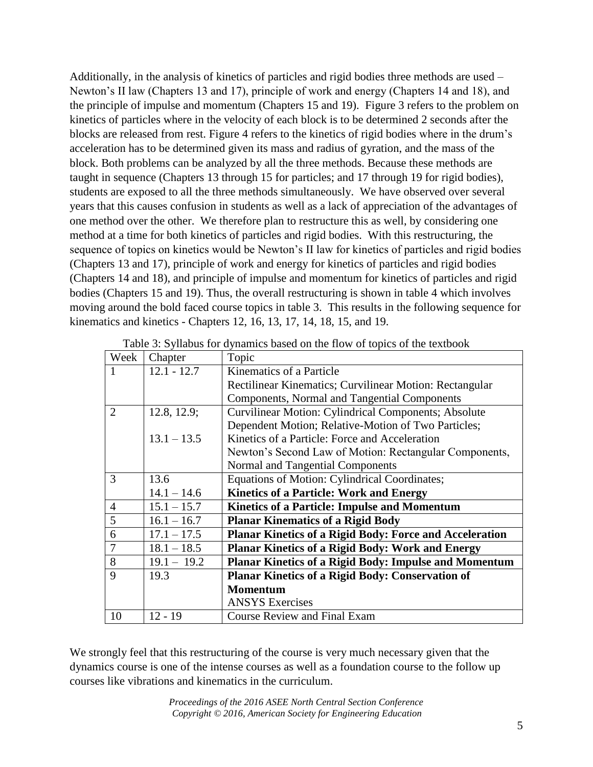Additionally, in the analysis of kinetics of particles and rigid bodies three methods are used – Newton's II law (Chapters 13 and 17), principle of work and energy (Chapters 14 and 18), and the principle of impulse and momentum (Chapters 15 and 19). Figure 3 refers to the problem on kinetics of particles where in the velocity of each block is to be determined 2 seconds after the blocks are released from rest. Figure 4 refers to the kinetics of rigid bodies where in the drum's acceleration has to be determined given its mass and radius of gyration, and the mass of the block. Both problems can be analyzed by all the three methods. Because these methods are taught in sequence (Chapters 13 through 15 for particles; and 17 through 19 for rigid bodies), students are exposed to all the three methods simultaneously. We have observed over several years that this causes confusion in students as well as a lack of appreciation of the advantages of one method over the other. We therefore plan to restructure this as well, by considering one method at a time for both kinetics of particles and rigid bodies. With this restructuring, the sequence of topics on kinetics would be Newton's II law for kinetics of particles and rigid bodies (Chapters 13 and 17), principle of work and energy for kinetics of particles and rigid bodies (Chapters 14 and 18), and principle of impulse and momentum for kinetics of particles and rigid bodies (Chapters 15 and 19). Thus, the overall restructuring is shown in table 4 which involves moving around the bold faced course topics in table 3. This results in the following sequence for kinematics and kinetics - Chapters 12, 16, 13, 17, 14, 18, 15, and 19.

Table 3: Syllabus for dynamics based on the flow of topics of the textbook

| Week | Chapter | Topic |
|---|---|---|
| 1 | 12.1 - 12.7 | Kinematics of a Particle<br>Rectilinear Kinematics; Curvilinear Motion: Rectangular Components, Normal and Tangential Components |
| 2 | 12.8, 12.9;<br>13.1 – 13.5 | Curvilinear Motion: Cylindrical Components; Absolute Dependent Motion; Relative-Motion of Two Particles;<br>Kinetics of a Particle: Force and Acceleration<br>Newton's Second Law of Motion: Rectangular Components, Normal and Tangential Components |
| 3 | 13.6<br>14.1 – 14.6 | Equations of Motion: Cylindrical Coordinates;<br>**Kinetics of a Particle: Work and Energy** |
| 4 | 15.1 – 15.7 | **Kinetics of a Particle: Impulse and Momentum** |
| 5 | 16.1 – 16.7 | **Planar Kinematics of a Rigid Body** |
| 6 | 17.1 – 17.5 | **Planar Kinetics of a Rigid Body: Force and Acceleration** |
| 7 | 18.1 – 18.5 | **Planar Kinetics of a Rigid Body: Work and Energy** |
| 8 | 19.1 – 19.2 | **Planar Kinetics of a Rigid Body: Impulse and Momentum** |
| 9 | 19.3 | **Planar Kinetics of a Rigid Body: Conservation of Momentum**<br>ANSYS Exercises |
| 10 | 12 - 19 | Course Review and Final Exam |

We strongly feel that this restructuring of the course is very much necessary given that the dynamics course is one of the intense courses as well as a foundation course to the follow up courses like vibrations and kinematics in the curriculum.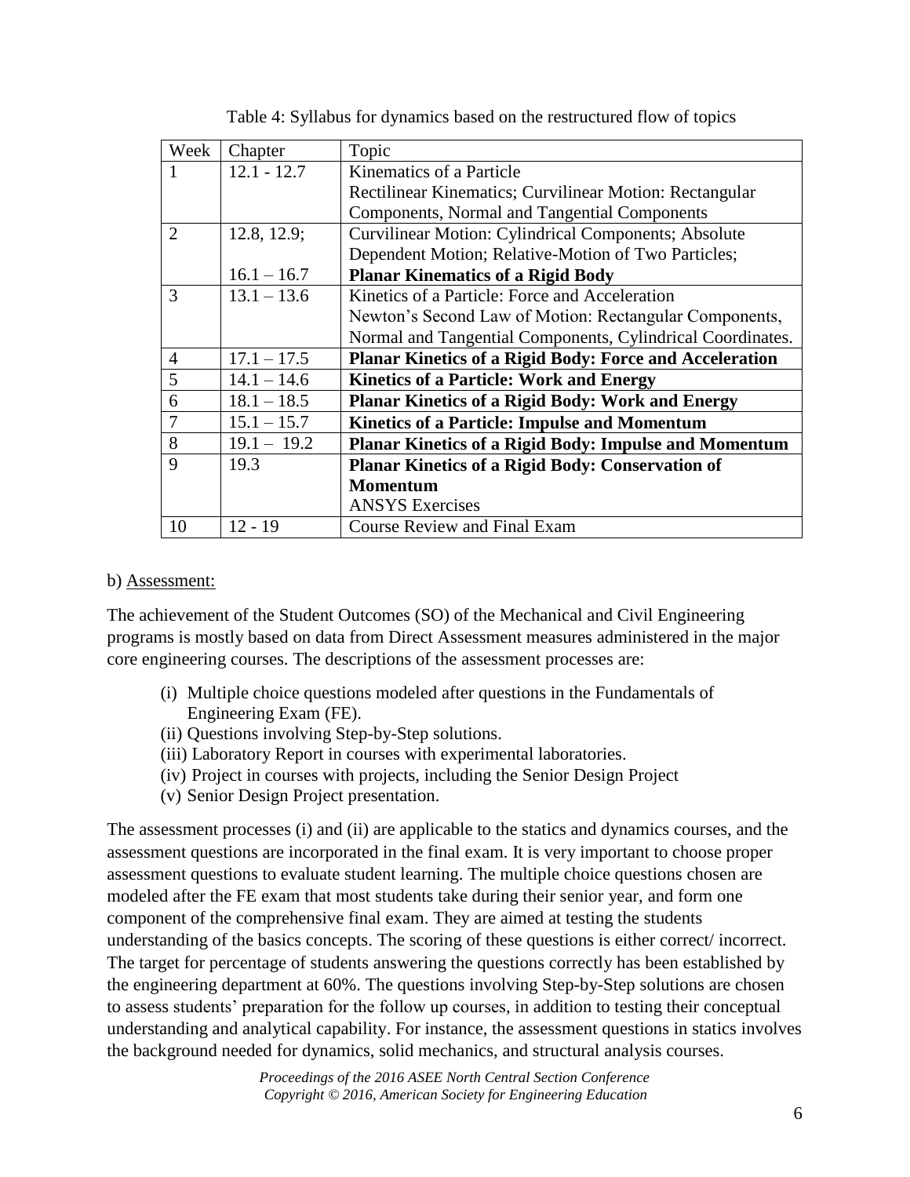Table 4: Syllabus for dynamics based on the restructured flow of topics

| Week | Chapter | Topic |
|---|---|---|
| 1 | 12.1 - 12.7 | Kinematics of a Particle<br>Rectilinear Kinematics; Curvilinear Motion: Rectangular Components, Normal and Tangential Components |
| 2 | 12.8, 12.9;<br><br>16.1 – 16.7 | Curvilinear Motion: Cylindrical Components; Absolute Dependent Motion; Relative-Motion of Two Particles;<br>**Planar Kinematics of a Rigid Body** |
| 3 | 13.1 – 13.6 | Kinetics of a Particle: Force and Acceleration<br>Newton's Second Law of Motion: Rectangular Components, Normal and Tangential Components, Cylindrical Coordinates. |
| 4 | 17.1 – 17.5 | **Planar Kinetics of a Rigid Body: Force and Acceleration** |
| 5 | 14.1 – 14.6 | **Kinetics of a Particle: Work and Energy** |
| 6 | 18.1 – 18.5 | **Planar Kinetics of a Rigid Body: Work and Energy** |
| 7 | 15.1 – 15.7 | **Kinetics of a Particle: Impulse and Momentum** |
| 8 | 19.1 – 19.2 | **Planar Kinetics of a Rigid Body: Impulse and Momentum** |
| 9 | 19.3 | **Planar Kinetics of a Rigid Body: Conservation of Momentum**<br>ANSYS Exercises |
| 10 | 12 - 19 | Course Review and Final Exam |

b) Assessment:

The achievement of the Student Outcomes (SO) of the Mechanical and Civil Engineering programs is mostly based on data from Direct Assessment measures administered in the major core engineering courses. The descriptions of the assessment processes are:

(i) Multiple choice questions modeled after questions in the Fundamentals of Engineering Exam (FE).
(ii) Questions involving Step-by-Step solutions.
(iii) Laboratory Report in courses with experimental laboratories.
(iv) Project in courses with projects, including the Senior Design Project
(v) Senior Design Project presentation.

The assessment processes (i) and (ii) are applicable to the statics and dynamics courses, and the assessment questions are incorporated in the final exam. It is very important to choose proper assessment questions to evaluate student learning. The multiple choice questions chosen are modeled after the FE exam that most students take during their senior year, and form one component of the comprehensive final exam. They are aimed at testing the students understanding of the basics concepts. The scoring of these questions is either correct/ incorrect. The target for percentage of students answering the questions correctly has been established by the engineering department at 60%. The questions involving Step-by-Step solutions are chosen to assess students' preparation for the follow up courses, in addition to testing their conceptual understanding and analytical capability. For instance, the assessment questions in statics involves the background needed for dynamics, solid mechanics, and structural analysis courses.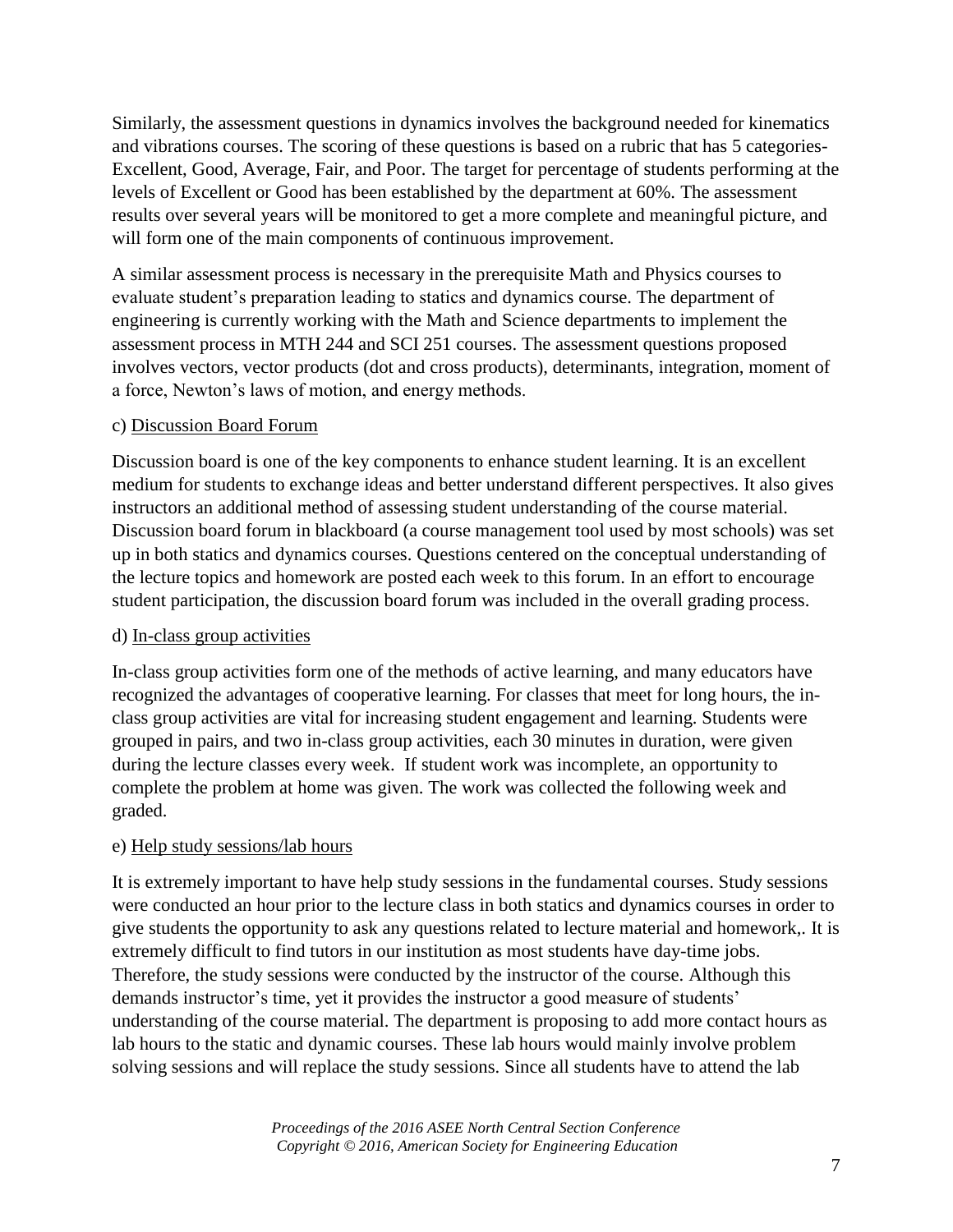Similarly, the assessment questions in dynamics involves the background needed for kinematics and vibrations courses. The scoring of these questions is based on a rubric that has 5 categories- Excellent, Good, Average, Fair, and Poor. The target for percentage of students performing at the levels of Excellent or Good has been established by the department at 60%. The assessment results over several years will be monitored to get a more complete and meaningful picture, and will form one of the main components of continuous improvement.

A similar assessment process is necessary in the prerequisite Math and Physics courses to evaluate student's preparation leading to statics and dynamics course. The department of engineering is currently working with the Math and Science departments to implement the assessment process in MTH 244 and SCI 251 courses. The assessment questions proposed involves vectors, vector products (dot and cross products), determinants, integration, moment of a force, Newton's laws of motion, and energy methods.

c) <u>Discussion Board Forum</u>

Discussion board is one of the key components to enhance student learning. It is an excellent medium for students to exchange ideas and better understand different perspectives. It also gives instructors an additional method of assessing student understanding of the course material. Discussion board forum in blackboard (a course management tool used by most schools) was set up in both statics and dynamics courses. Questions centered on the conceptual understanding of the lecture topics and homework are posted each week to this forum. In an effort to encourage student participation, the discussion board forum was included in the overall grading process.

d) <u>In-class group activities</u>

In-class group activities form one of the methods of active learning, and many educators have recognized the advantages of cooperative learning. For classes that meet for long hours, the in-class group activities are vital for increasing student engagement and learning. Students were grouped in pairs, and two in-class group activities, each 30 minutes in duration, were given during the lecture classes every week. If student work was incomplete, an opportunity to complete the problem at home was given. The work was collected the following week and graded.

e) <u>Help study sessions/lab hours</u>

It is extremely important to have help study sessions in the fundamental courses. Study sessions were conducted an hour prior to the lecture class in both statics and dynamics courses in order to give students the opportunity to ask any questions related to lecture material and homework,. It is extremely difficult to find tutors in our institution as most students have day-time jobs. Therefore, the study sessions were conducted by the instructor of the course. Although this demands instructor's time, yet it provides the instructor a good measure of students' understanding of the course material. The department is proposing to add more contact hours as lab hours to the static and dynamic courses. These lab hours would mainly involve problem solving sessions and will replace the study sessions. Since all students have to attend the lab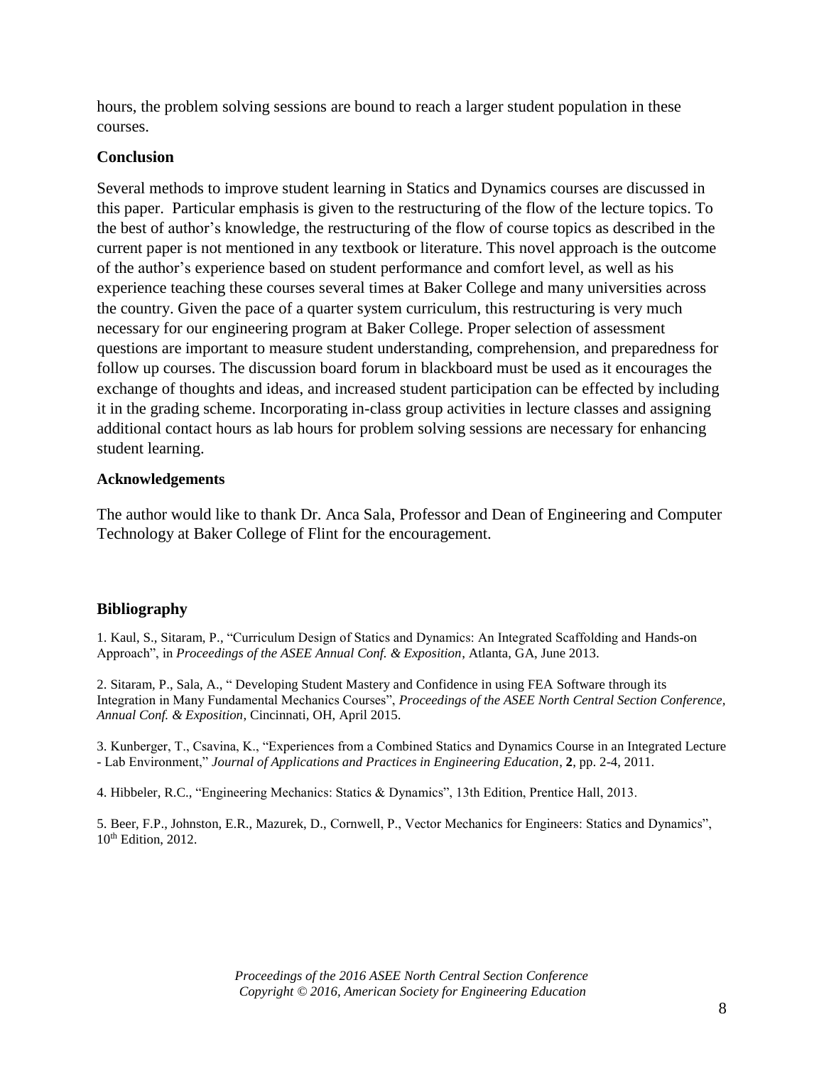hours, the problem solving sessions are bound to reach a larger student population in these courses.

## Conclusion

Several methods to improve student learning in Statics and Dynamics courses are discussed in this paper. Particular emphasis is given to the restructuring of the flow of the lecture topics. To the best of author's knowledge, the restructuring of the flow of course topics as described in the current paper is not mentioned in any textbook or literature. This novel approach is the outcome of the author's experience based on student performance and comfort level, as well as his experience teaching these courses several times at Baker College and many universities across the country. Given the pace of a quarter system curriculum, this restructuring is very much necessary for our engineering program at Baker College. Proper selection of assessment questions are important to measure student understanding, comprehension, and preparedness for follow up courses. The discussion board forum in blackboard must be used as it encourages the exchange of thoughts and ideas, and increased student participation can be effected by including it in the grading scheme. Incorporating in-class group activities in lecture classes and assigning additional contact hours as lab hours for problem solving sessions are necessary for enhancing student learning.

## Acknowledgements

The author would like to thank Dr. Anca Sala, Professor and Dean of Engineering and Computer Technology at Baker College of Flint for the encouragement.

## Bibliography

1. Kaul, S., Sitaram, P., "Curriculum Design of Statics and Dynamics: An Integrated Scaffolding and Hands-on Approach", in *Proceedings of the ASEE Annual Conf. & Exposition*, Atlanta, GA, June 2013.

2. Sitaram, P., Sala, A., " Developing Student Mastery and Confidence in using FEA Software through its Integration in Many Fundamental Mechanics Courses", *Proceedings of the ASEE North Central Section Conference, Annual Conf. & Exposition*, Cincinnati, OH, April 2015.

3. Kunberger, T., Csavina, K., "Experiences from a Combined Statics and Dynamics Course in an Integrated Lecture - Lab Environment," *Journal of Applications and Practices in Engineering Education*, **2**, pp. 2-4, 2011.

4. Hibbeler, R.C., "Engineering Mechanics: Statics & Dynamics", 13th Edition, Prentice Hall, 2013.

5. Beer, F.P., Johnston, E.R., Mazurek, D., Cornwell, P., Vector Mechanics for Engineers: Statics and Dynamics", 10th Edition, 2012.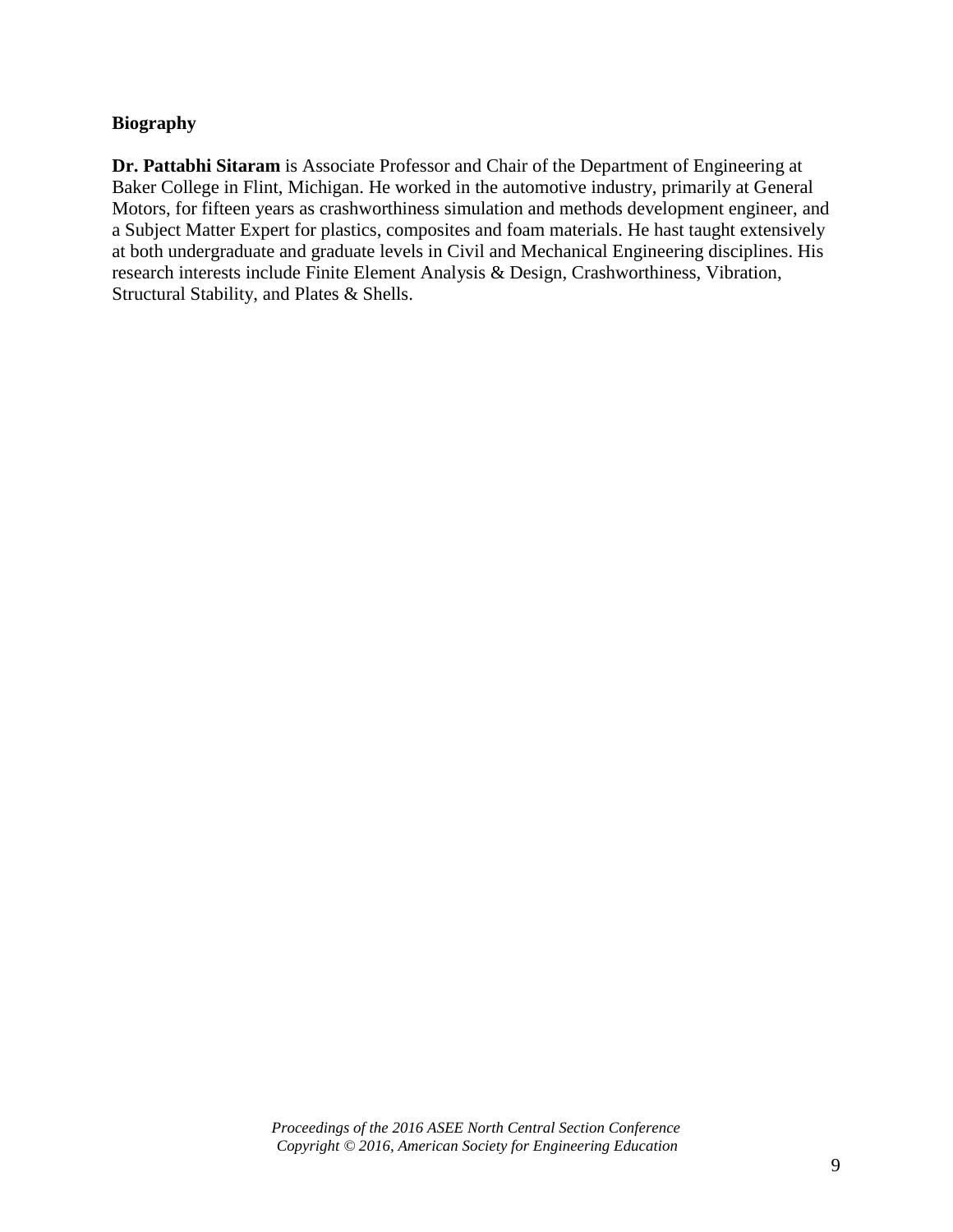### Biography

**Dr. Pattabhi Sitaram** is Associate Professor and Chair of the Department of Engineering at Baker College in Flint, Michigan. He worked in the automotive industry, primarily at General Motors, for fifteen years as crashworthiness simulation and methods development engineer, and a Subject Matter Expert for plastics, composites and foam materials. He hast taught extensively at both undergraduate and graduate levels in Civil and Mechanical Engineering disciplines. His research interests include Finite Element Analysis & Design, Crashworthiness, Vibration, Structural Stability, and Plates & Shells.